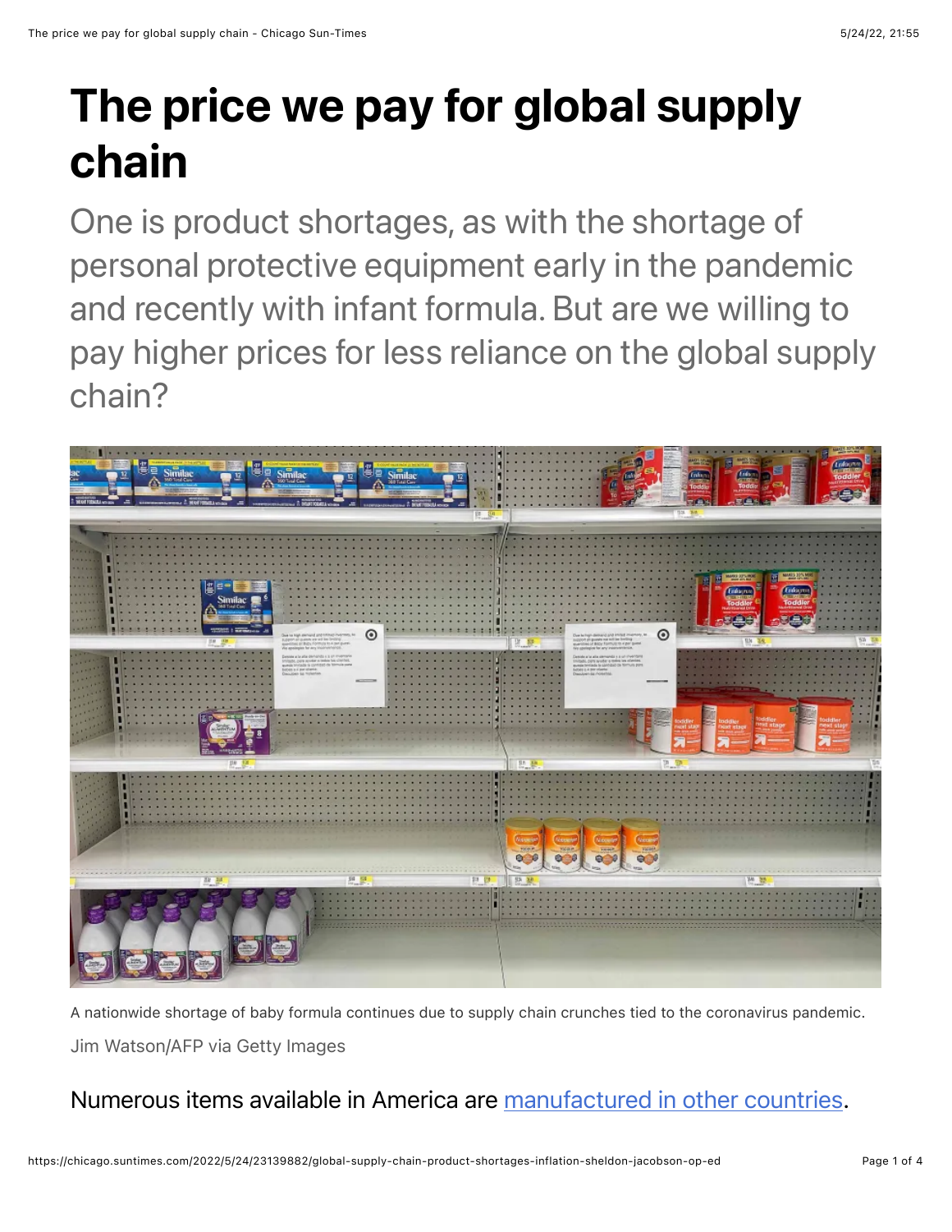# The price we pay for global supply chain

One is product shortages, as with the shortage of personal protective equipment early in the pandemic and recently with infant formula. But are we willing to pay higher prices for less reliance on the global supply chain?

A nationwide shortage of baby formula continues due to supply chain crunches tied to the coronavirus pandemic.

Jim Watson/AFP via Getty Images

Numerous items available in America are [manufactured in other countries](https://chicago.suntimes.com/2022/5/24/23139882/global-supply-chain-product-shortages-inflation-sheldon-jacobson-op-ed).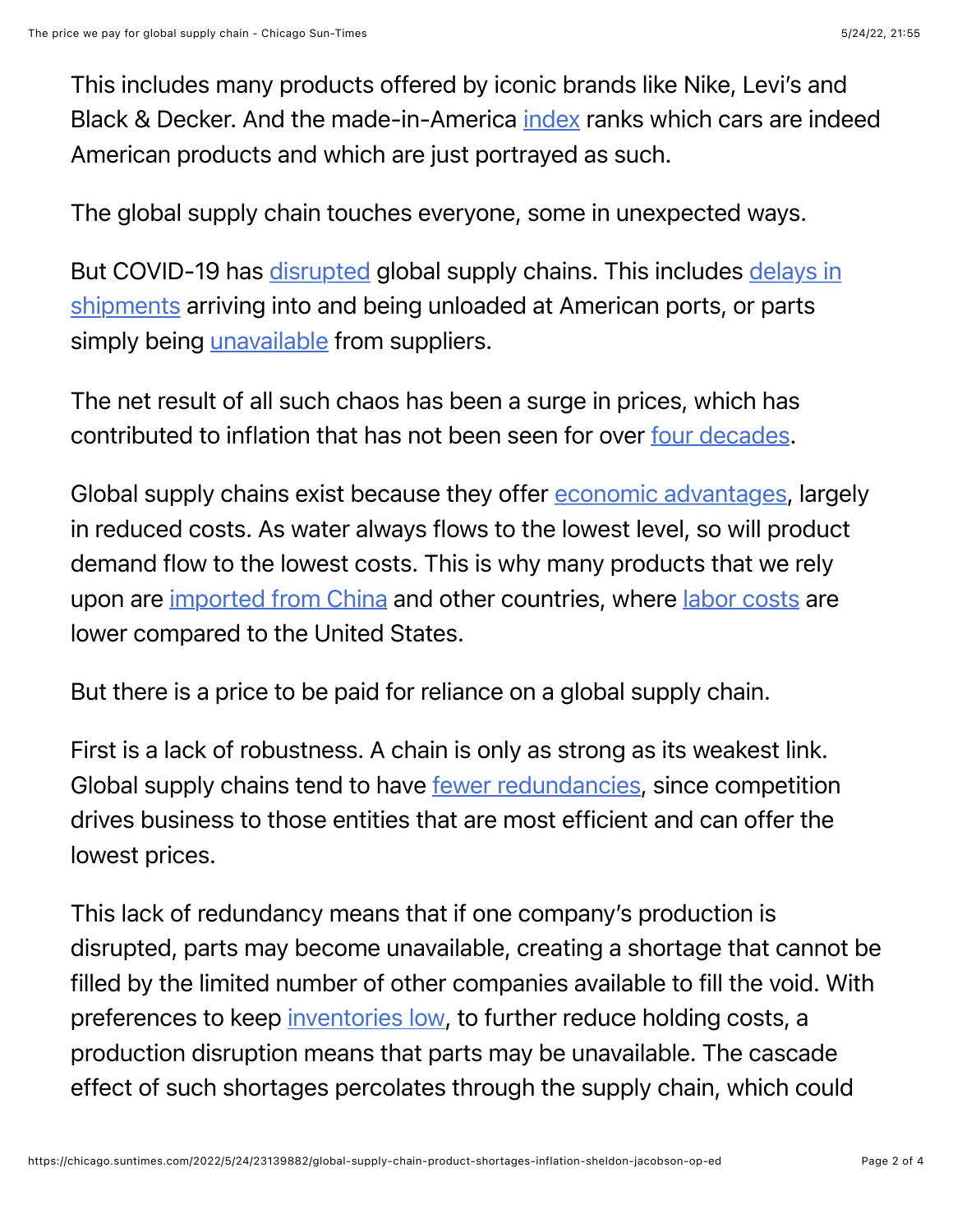This includes many products offered by iconic brands like Nike, Levi's and Black & Decker. And the made-in-America index ranks which cars are indeed American products and which are just portrayed as such.

The global supply chain touches everyone, some in unexpected ways.

But COVID-19 has disrupted global supply chains. This includes delays in shipments arriving into and being unloaded at American ports, or parts simply being unavailable from suppliers.

The net result of all such chaos has been a surge in prices, which has contributed to inflation that has not been seen for over four decades.

Global supply chains exist because they offer economic advantages, largely in reduced costs. As water always flows to the lowest level, so will product demand flow to the lowest costs. This is why many products that we rely upon are imported from China and other countries, where labor costs are lower compared to the United States.

But there is a price to be paid for reliance on a global supply chain.

First is a lack of robustness. A chain is only as strong as its weakest link. Global supply chains tend to have fewer redundancies, since competition drives business to those entities that are most efficient and can offer the lowest prices.

This lack of redundancy means that if one company's production is disrupted, parts may become unavailable, creating a shortage that cannot be filled by the limited number of other companies available to fill the void. With preferences to keep inventories low, to further reduce holding costs, a production disruption means that parts may be unavailable. The cascade effect of such shortages percolates through the supply chain, which could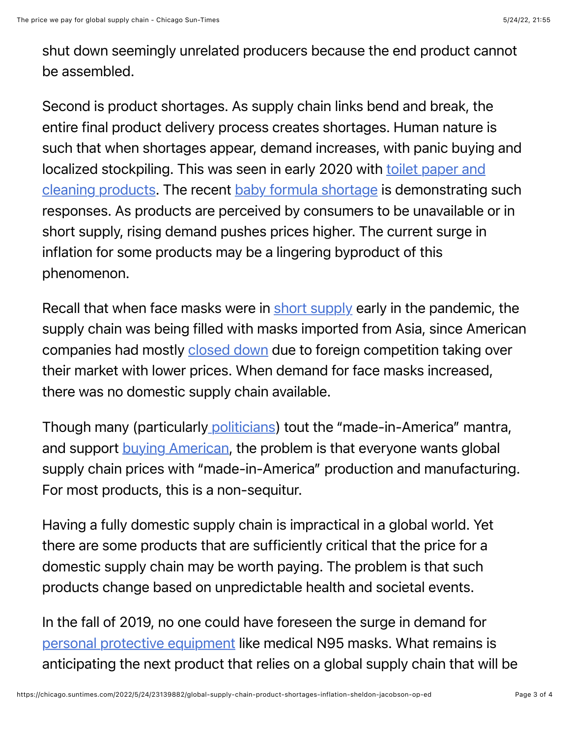shut down seemingly unrelated producers because the end product cannot be assembled.

Second is product shortages. As supply chain links bend and break, the entire final product delivery process creates shortages. Human nature is such that when shortages appear, demand increases, with panic buying and localized stockpiling. This was seen in early 2020 with toilet paper and cleaning products. The recent baby formula shortage is demonstrating such responses. As products are perceived by consumers to be unavailable or in short supply, rising demand pushes prices higher. The current surge in inflation for some products may be a lingering byproduct of this phenomenon.

Recall that when face masks were in short supply early in the pandemic, the supply chain was being filled with masks imported from Asia, since American companies had mostly closed down due to foreign competition taking over their market with lower prices. When demand for face masks increased, there was no domestic supply chain available.

Though many (particularly politicians) tout the "made-in-America" mantra, and support buying American, the problem is that everyone wants global supply chain prices with "made-in-America" production and manufacturing. For most products, this is a non-sequitur.

Having a fully domestic supply chain is impractical in a global world. Yet there are some products that are sufficiently critical that the price for a domestic supply chain may be worth paying. The problem is that such products change based on unpredictable health and societal events.

In the fall of 2019, no one could have foreseen the surge in demand for personal protective equipment like medical N95 masks. What remains is anticipating the next product that relies on a global supply chain that will be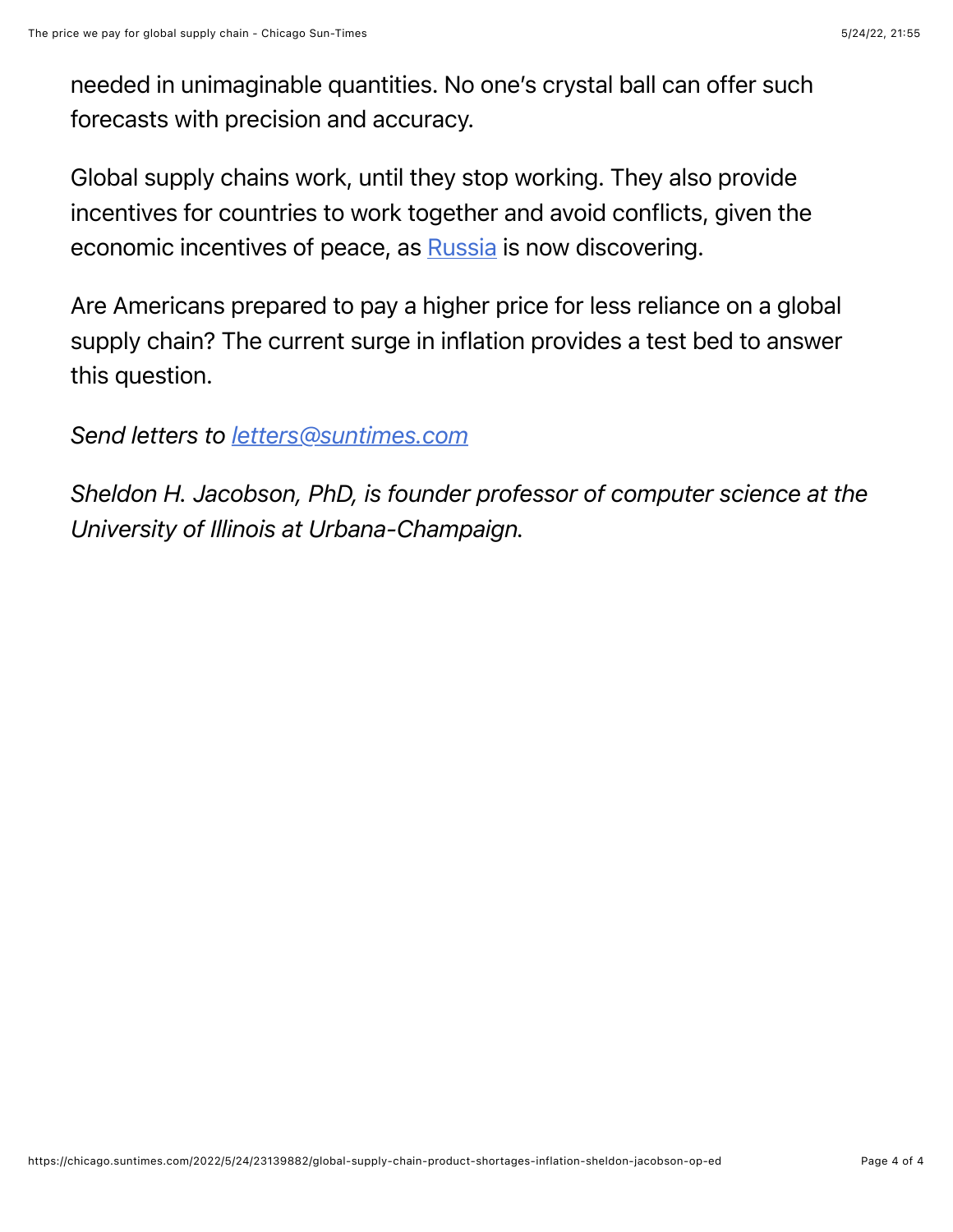needed in unimaginable quantities. No one’s crystal ball can offer such forecasts with precision and accuracy.

Global supply chains work, until they stop working. They also provide incentives for countries to work together and avoid conflicts, given the economic incentives of peace, as Russia is now discovering.

Are Americans prepared to pay a higher price for less reliance on a global supply chain? The current surge in inflation provides a test bed to answer this question.

*Send letters to letters@suntimes.com*

*Sheldon H. Jacobson, PhD, is founder professor of computer science at the University of Illinois at Urbana-Champaign.*